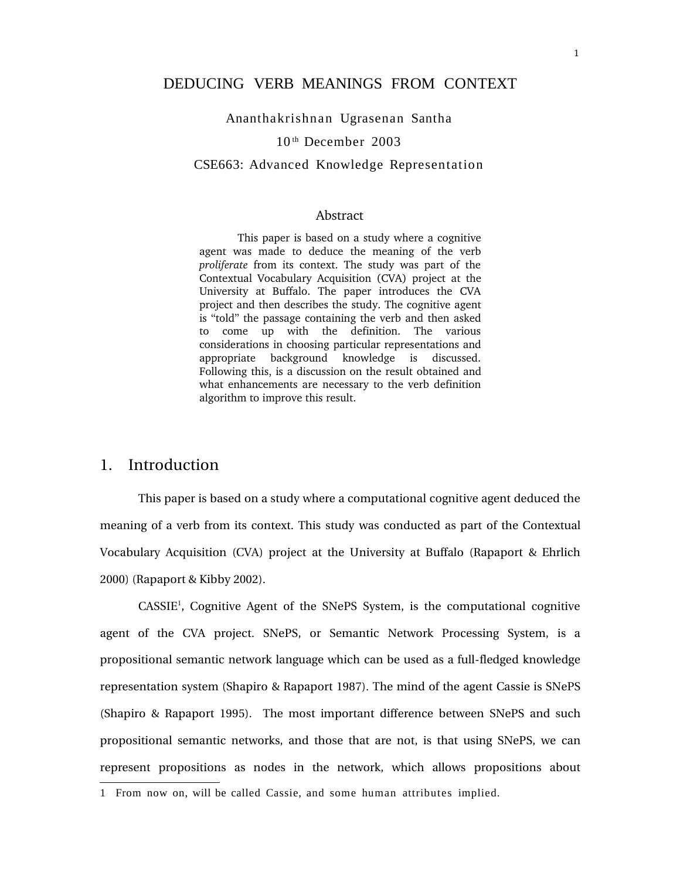# DEDUCING VERB MEANINGS FROM CONTEXT

Ananthakrishnan Ugrasenan Santha

10th December 2003

CSE663: Advanced Knowledge Representation

## Abstract

This paper is based on a study where a cognitive agent was made to deduce the meaning of the verb *proliferate* from its context. The study was part of the Contextual Vocabulary Acquisition (CVA) project at the University at Buffalo. The paper introduces the CVA project and then describes the study. The cognitive agent is "told" the passage containing the verb and then asked to come up with the definition. The various considerations in choosing particular representations and appropriate background knowledge is discussed. Following this, is a discussion on the result obtained and what enhancements are necessary to the verb definition algorithm to improve this result.

## 1. Introduction

This paper is based on a study where a computational cognitive agent deduced the meaning of a verb from its context. This study was conducted as part of the Contextual Vocabulary Acquisition (CVA) project at the University at Buffalo (Rapaport & Ehrlich 2000) (Rapaport & Kibby 2002).

CASSIE[1], Cognitive Agent of the SNePS System, is the computational cognitive agent of the CVA project. SNePS, or Semantic Network Processing System, is a propositional semantic network language which can be used as a full-fledged knowledge representation system (Shapiro & Rapaport 1987). The mind of the agent Cassie is SNePS (Shapiro & Rapaport 1995). The most important difference between SNePS and such propositional semantic networks, and those that are not, is that using SNePS, we can represent propositions as nodes in the network, which allows propositions about

1 From now on, will be called Cassie, and some human attributes implied.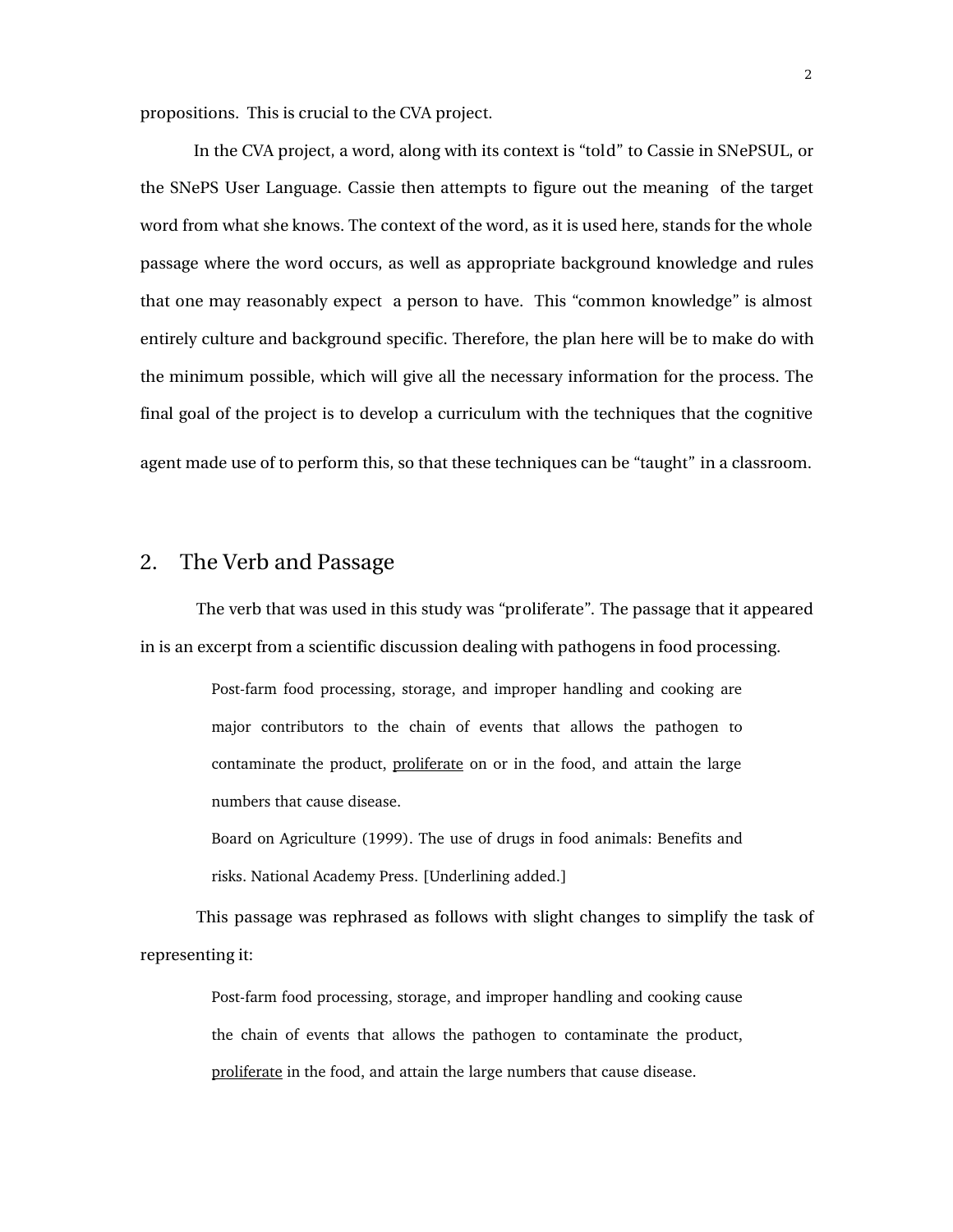propositions. This is crucial to the CVA project.

In the CVA project, a word, along with its context is "told" to Cassie in SNePSUL, or the SNePS User Language. Cassie then attempts to figure out the meaning of the target word from what she knows. The context of the word, as it is used here, stands for the whole passage where the word occurs, as well as appropriate background knowledge and rules that one may reasonably expect a person to have. This "common knowledge" is almost entirely culture and background specific. Therefore, the plan here will be to make do with the minimum possible, which will give all the necessary information for the process. The final goal of the project is to develop a curriculum with the techniques that the cognitive agent made use of to perform this, so that these techniques can be "taught" in a classroom.

## 2. The Verb and Passage

The verb that was used in this study was "proliferate". The passage that it appeared in is an excerpt from a scientific discussion dealing with pathogens in food processing.

> Post-farm food processing, storage, and improper handling and cooking are major contributors to the chain of events that allows the pathogen to contaminate the product, <u>proliferate</u> on or in the food, and attain the large numbers that cause disease.
>
> Board on Agriculture (1999). The use of drugs in food animals: Benefits and risks. National Academy Press. [Underlining added.]

This passage was rephrased as follows with slight changes to simplify the task of representing it:

> Post-farm food processing, storage, and improper handling and cooking cause the chain of events that allows the pathogen to contaminate the product, <u>proliferate</u> in the food, and attain the large numbers that cause disease.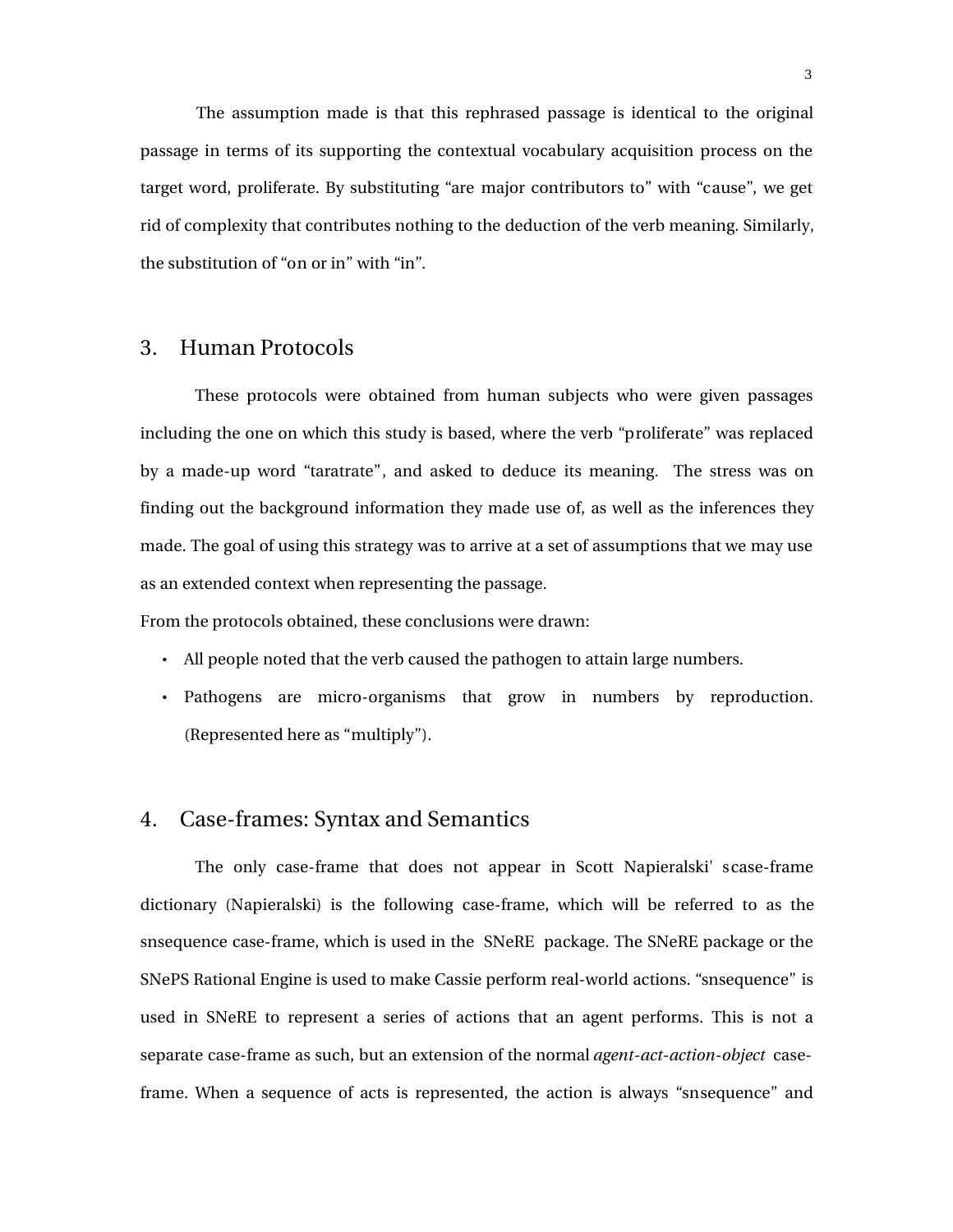The assumption made is that this rephrased passage is identical to the original passage in terms of its supporting the contextual vocabulary acquisition process on the target word, proliferate. By substituting "are major contributors to" with "cause", we get rid of complexity that contributes nothing to the deduction of the verb meaning. Similarly, the substitution of "on or in" with "in".

## 3. Human Protocols

These protocols were obtained from human subjects who were given passages including the one on which this study is based, where the verb "proliferate" was replaced by a made-up word "taratrate", and asked to deduce its meaning. The stress was on finding out the background information they made use of, as well as the inferences they made. The goal of using this strategy was to arrive at a set of assumptions that we may use as an extended context when representing the passage.

From the protocols obtained, these conclusions were drawn:

- All people noted that the verb caused the pathogen to attain large numbers.
- Pathogens are micro-organisms that grow in numbers by reproduction. (Represented here as "multiply").

## 4. Case-frames: Syntax and Semantics

The only case-frame that does not appear in Scott Napieralski' scase-frame dictionary (Napieralski) is the following case-frame, which will be referred to as the snsequence case-frame, which is used in the SNeRE package. The SNeRE package or the SNePS Rational Engine is used to make Cassie perform real-world actions. "snsequence" is used in SNeRE to represent a series of actions that an agent performs. This is not a separate case-frame as such, but an extension of the normal *agent-act-action-object* case-frame. When a sequence of acts is represented, the action is always "snsequence" and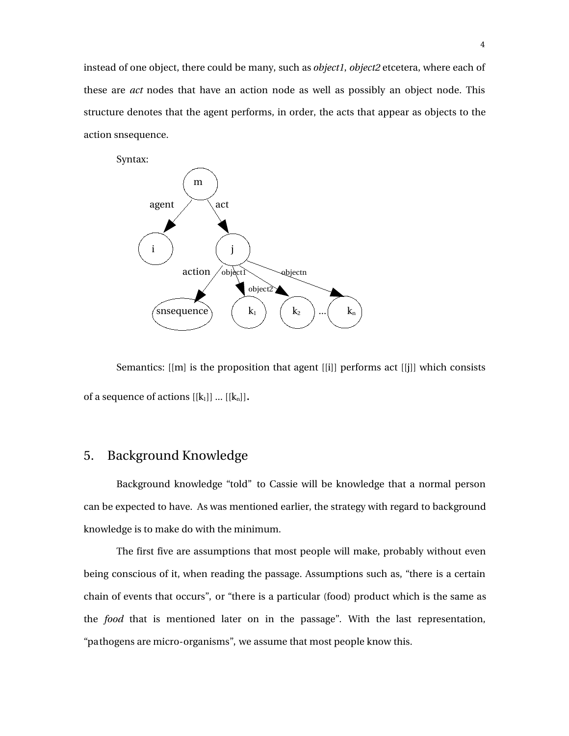instead of one object, there could be many, such as *object1*, *object2* etcetera, where each of these are *act* nodes that have an action node as well as possibly an object node. This structure denotes that the agent performs, in order, the acts that appear as objects to the action snsequence.

Syntax:

Semantics: [[m]] is the proposition that agent [[i]] performs act [[j]] which consists of a sequence of actions [[$k_1$]] ... [[$k_n$]].

## 5. Background Knowledge

Background knowledge "told" to Cassie will be knowledge that a normal person can be expected to have. As was mentioned earlier, the strategy with regard to background knowledge is to make do with the minimum.

The first five are assumptions that most people will make, probably without even being conscious of it, when reading the passage. Assumptions such as, "there is a certain chain of events that occurs", or "there is a particular (food) product which is the same as the *food* that is mentioned later on in the passage". With the last representation, "pathogens are micro-organisms", we assume that most people know this.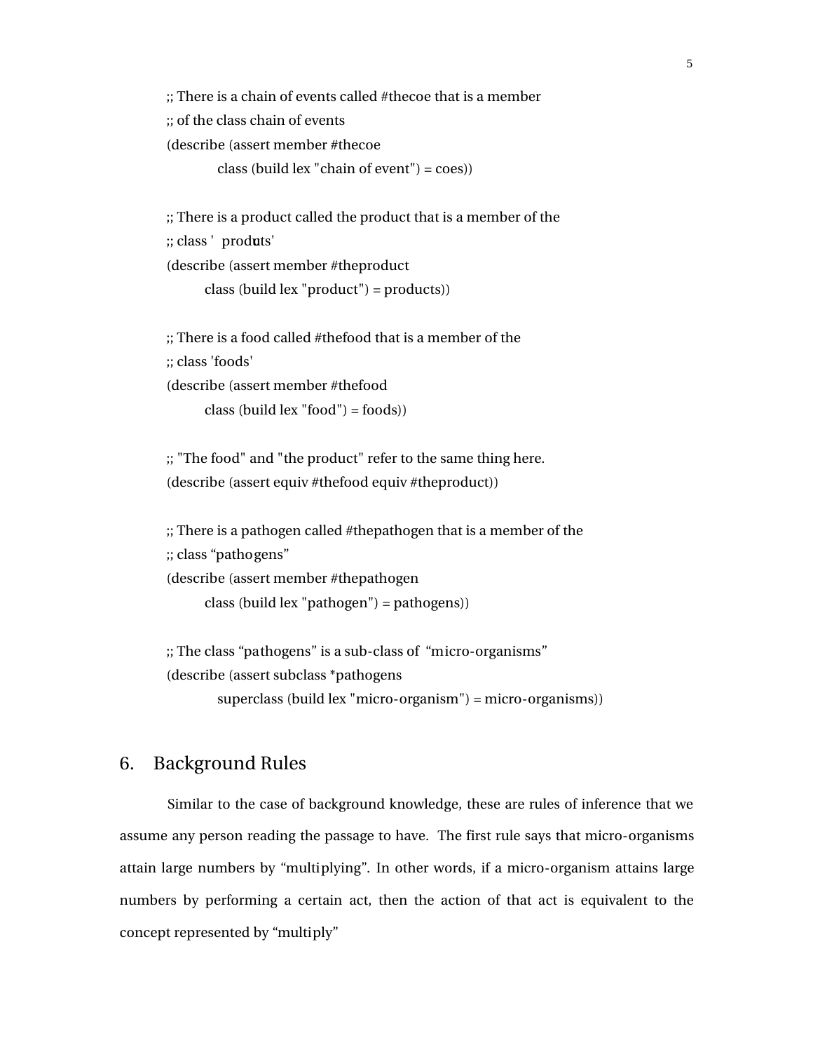```
;; There is a chain of events called #thecoe that is a member
;; of the class chain of events
(describe (assert member #thecoe
        class (build lex "chain of event") = coes))

;; There is a product called the product that is a member of the
;; class ' produts'
(describe (assert member #theproduct
      class (build lex "product") = products))

;; There is a food called #thefood that is a member of the
;; class 'foods'
(describe (assert member #thefood
      class (build lex "food") = foods))

;; "The food" and "the product" refer to the same thing here.
(describe (assert equiv #thefood equiv #theproduct))

;; There is a pathogen called #thepathogen that is a member of the
;; class "pathogens"
(describe (assert member #thepathogen
      class (build lex "pathogen") = pathogens))

;; The class "pathogens" is a sub-class of  "micro-organisms"
(describe (assert subclass *pathogens
        superclass (build lex "micro-organism") = micro-organisms))
```

## 6. Background Rules

Similar to the case of background knowledge, these are rules of inference that we assume any person reading the passage to have. The first rule says that micro-organisms attain large numbers by "multiplying". In other words, if a micro-organism attains large numbers by performing a certain act, then the action of that act is equivalent to the concept represented by "multiply"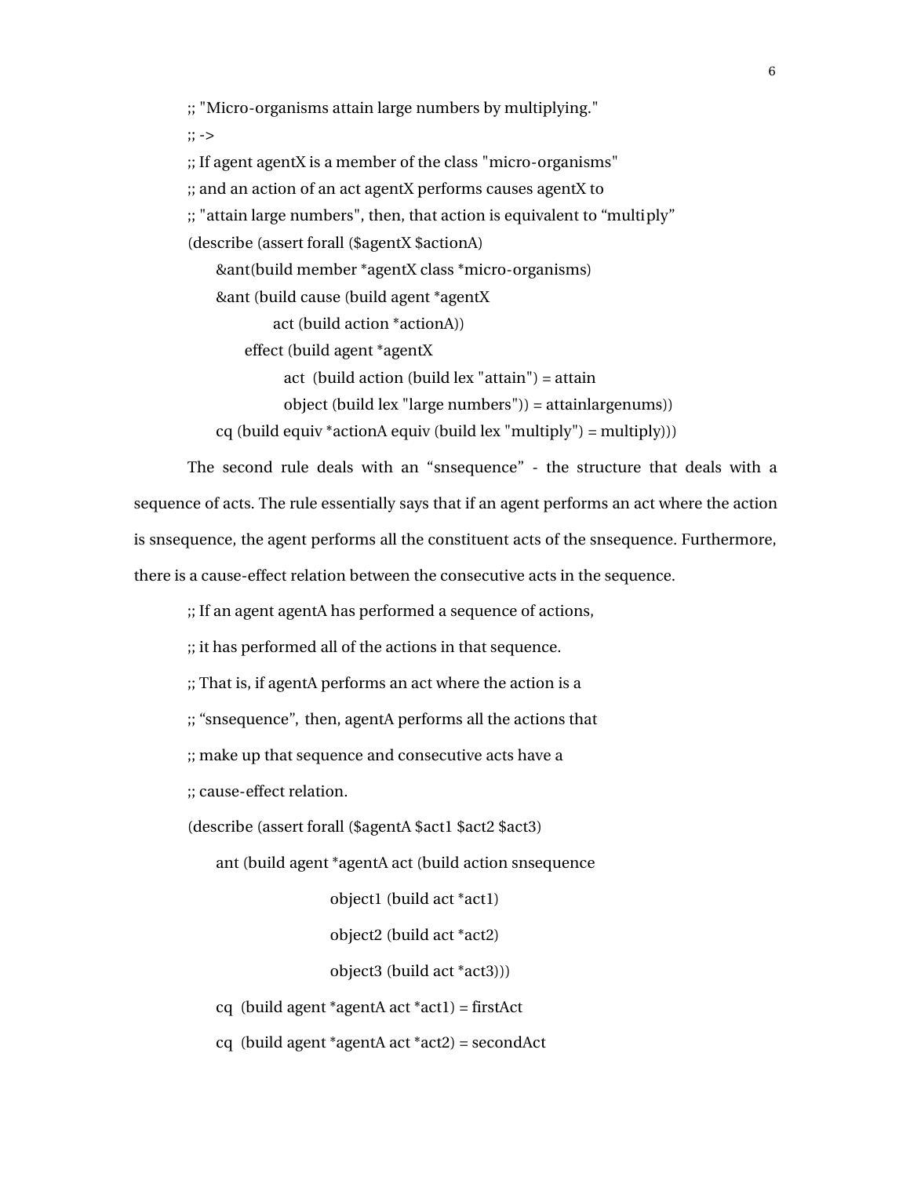```
;; "Micro-organisms attain large numbers by multiplying."
;; ->
;; If agent agentX is a member of the class "micro-organisms"
;; and an action of an act agentX performs causes agentX to
;; "attain large numbers", then, that action is equivalent to "multiply"
(describe (assert forall ($agentX $actionA)
    &ant(build member *agentX class *micro-organisms)
    &ant (build cause (build agent *agentX
            act (build action *actionA))
        effect (build agent *agentX
            act  (build action (build lex "attain") = attain
            object (build lex "large numbers")) = attainlargenums))
    cq (build equiv *actionA equiv (build lex "multiply") = multiply)))
```

The second rule deals with an "snsequence" - the structure that deals with a sequence of acts. The rule essentially says that if an agent performs an act where the action is snsequence, the agent performs all the constituent acts of the snsequence. Furthermore, there is a cause-effect relation between the consecutive acts in the sequence.

```
;; If an agent agentA has performed a sequence of actions,
;; it has performed all of the actions in that sequence.
;; That is, if agentA performs an act where the action is a
;; "snsequence", then, agentA performs all the actions that
;; make up that sequence and consecutive acts have a
;; cause-effect relation.
(describe (assert forall ($agentA $act1 $act2 $act3)
    ant (build agent *agentA act (build action snsequence
                    object1 (build act *act1)
                    object2 (build act *act2)
                    object3 (build act *act3)))
    cq  (build agent *agentA act *act1) = firstAct
    cq  (build agent *agentA act *act2) = secondAct
```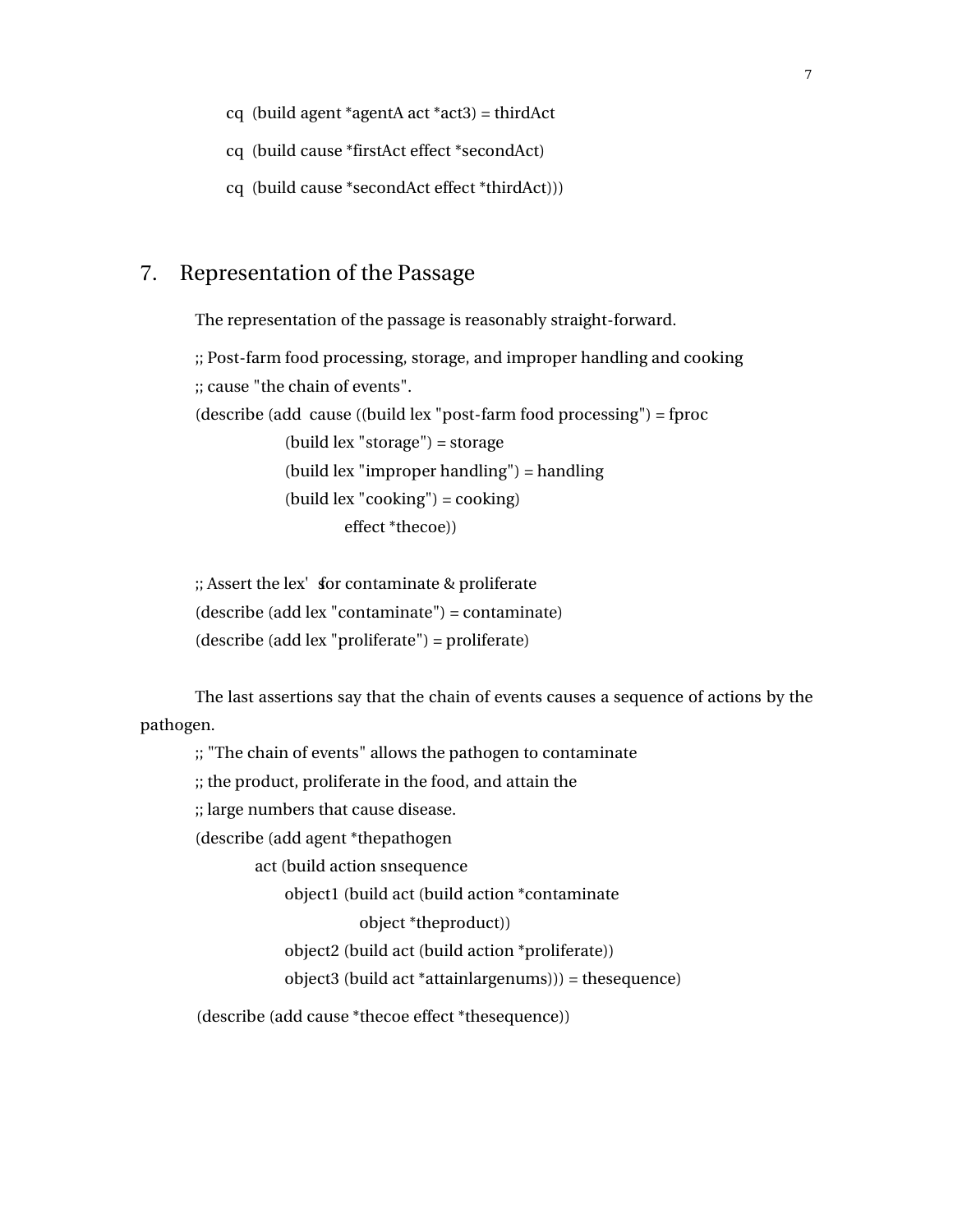```
cq  (build agent *agentA act *act3) = thirdAct
cq  (build cause *firstAct effect *secondAct)
cq  (build cause *secondAct effect *thirdAct)))
```

## 7. Representation of the Passage

The representation of the passage is reasonably straight-forward.

```
;; Post-farm food processing, storage, and improper handling and cooking
;; cause "the chain of events".
(describe (add  cause ((build lex "post-farm food processing") = fproc
                (build lex "storage") = storage
                (build lex "improper handling") = handling
                (build lex "cooking") = cooking)
                    effect *thecoe))

;; Assert the lex's for contaminate & proliferate
(describe (add lex "contaminate") = contaminate)
(describe (add lex "proliferate") = proliferate)
```

The last assertions say that the chain of events causes a sequence of actions by the pathogen.

```
;; "The chain of events" allows the pathogen to contaminate
;; the product, proliferate in the food, and attain the
;; large numbers that cause disease.
(describe (add agent *thepathogen
          act (build action snsequence
                object1 (build act (build action *contaminate
                             object *theproduct))
                object2 (build act (build action *proliferate))
                object3 (build act *attainlargenums))) = thesequence)

(describe (add cause *thecoe effect *thesequence))
```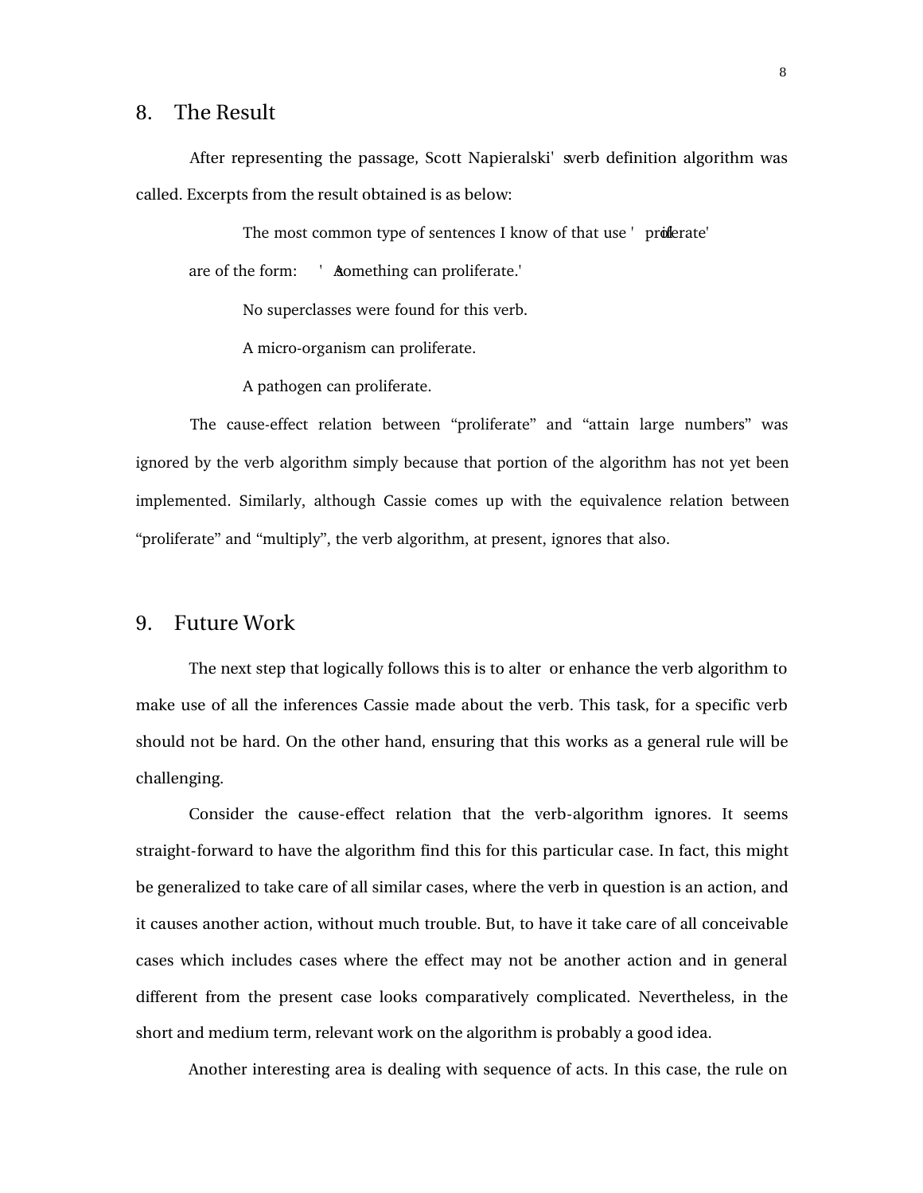## 8. The Result

After representing the passage, Scott Napieralski's verb definition algorithm was called. Excerpts from the result obtained is as below:

> The most common type of sentences I know of that use 'proliferate' are of the form: 'A something can proliferate.'
>
> No superclasses were found for this verb.
>
> A micro-organism can proliferate.
>
> A pathogen can proliferate.

The cause-effect relation between "proliferate" and "attain large numbers" was ignored by the verb algorithm simply because that portion of the algorithm has not yet been implemented. Similarly, although Cassie comes up with the equivalence relation between "proliferate" and "multiply", the verb algorithm, at present, ignores that also.

## 9. Future Work

The next step that logically follows this is to alter or enhance the verb algorithm to make use of all the inferences Cassie made about the verb. This task, for a specific verb should not be hard. On the other hand, ensuring that this works as a general rule will be challenging.

Consider the cause-effect relation that the verb-algorithm ignores. It seems straight-forward to have the algorithm find this for this particular case. In fact, this might be generalized to take care of all similar cases, where the verb in question is an action, and it causes another action, without much trouble. But, to have it take care of all conceivable cases which includes cases where the effect may not be another action and in general different from the present case looks comparatively complicated. Nevertheless, in the short and medium term, relevant work on the algorithm is probably a good idea.

Another interesting area is dealing with sequence of acts. In this case, the rule on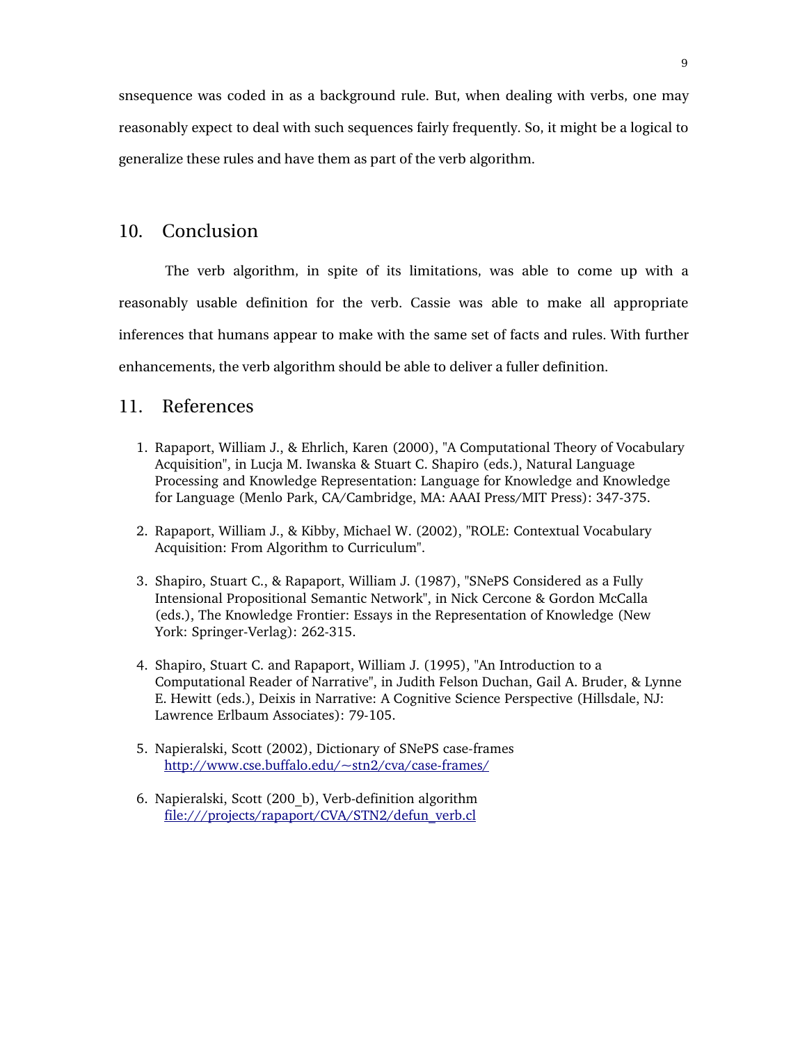snsequence was coded in as a background rule. But, when dealing with verbs, one may reasonably expect to deal with such sequences fairly frequently. So, it might be a logical to generalize these rules and have them as part of the verb algorithm.

## 10. Conclusion

The verb algorithm, in spite of its limitations, was able to come up with a reasonably usable definition for the verb. Cassie was able to make all appropriate inferences that humans appear to make with the same set of facts and rules. With further enhancements, the verb algorithm should be able to deliver a fuller definition.

## 11. References

1. Rapaport, William J., & Ehrlich, Karen (2000), "A Computational Theory of Vocabulary Acquisition", in Lucja M. Iwanska & Stuart C. Shapiro (eds.), Natural Language Processing and Knowledge Representation: Language for Knowledge and Knowledge for Language (Menlo Park, CA/Cambridge, MA: AAAI Press/MIT Press): 347-375.

2. Rapaport, William J., & Kibby, Michael W. (2002), "ROLE: Contextual Vocabulary Acquisition: From Algorithm to Curriculum".

3. Shapiro, Stuart C., & Rapaport, William J. (1987), "SNePS Considered as a Fully Intensional Propositional Semantic Network", in Nick Cercone & Gordon McCalla (eds.), The Knowledge Frontier: Essays in the Representation of Knowledge (New York: Springer-Verlag): 262-315.

4. Shapiro, Stuart C. and Rapaport, William J. (1995), "An Introduction to a Computational Reader of Narrative", in Judith Felson Duchan, Gail A. Bruder, & Lynne E. Hewitt (eds.), Deixis in Narrative: A Cognitive Science Perspective (Hillsdale, NJ: Lawrence Erlbaum Associates): 79-105.

5. Napieralski, Scott (2002), Dictionary of SNePS case-frames http://www.cse.buffalo.edu/~stn2/cva/case-frames/

6. Napieralski, Scott (200_b), Verb-definition algorithm file:///projects/rapaport/CVA/STN2/defun_verb.cl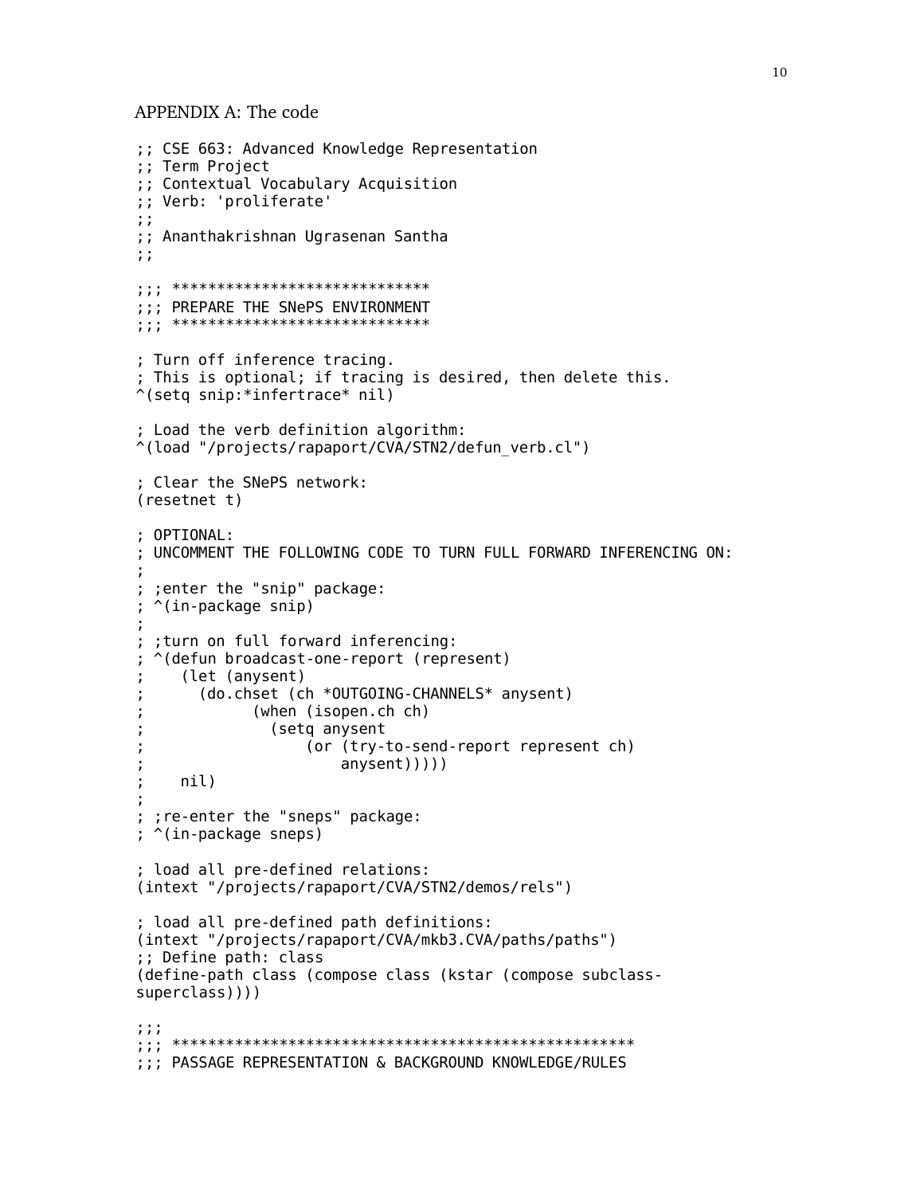APPENDIX A: The code

```
;; CSE 663: Advanced Knowledge Representation
;; Term Project
;; Contextual Vocabulary Acquisition
;; Verb: 'proliferate'
;;
;; Ananthakrishnan Ugrasenan Santha
;;

;;; *****************************
;;; PREPARE THE SNePS ENVIRONMENT
;;; *****************************

; Turn off inference tracing.
; This is optional; if tracing is desired, then delete this.
^(setq snip:*infertrace* nil)

; Load the verb definition algorithm:
^(load "/projects/rapaport/CVA/STN2/defun_verb.cl")

; Clear the SNePS network:
(resetnet t)

; OPTIONAL:
; UNCOMMENT THE FOLLOWING CODE TO TURN FULL FORWARD INFERENCING ON:
;
; ;enter the "snip" package:
; ^(in-package snip)
;
; ;turn on full forward inferencing:
; ^(defun broadcast-one-report (represent)
;    (let (anysent)
;      (do.chset (ch *OUTGOING-CHANNELS* anysent)
;            (when (isopen.ch ch)
;              (setq anysent
;                   (or (try-to-send-report represent ch)
;                       anysent)))))
;    nil)
;
; ;re-enter the "sneps" package:
; ^(in-package sneps)

; load all pre-defined relations:
(intext "/projects/rapaport/CVA/STN2/demos/rels")

; load all pre-defined path definitions:
(intext "/projects/rapaport/CVA/mkb3.CVA/paths/paths")
;; Define path: class
(define-path class (compose class (kstar (compose subclass-
superclass))))

;;;
;;; *****************************************************
;;; PASSAGE REPRESENTATION & BACKGROUND KNOWLEDGE/RULES
```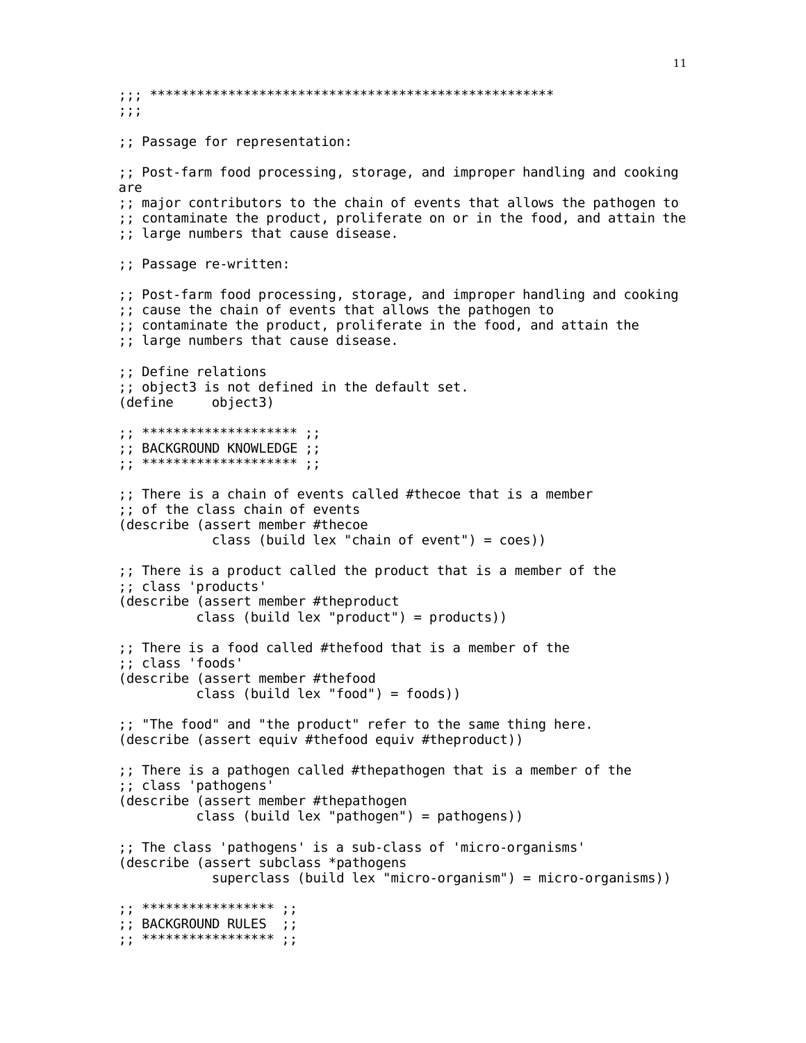```
;;; ***************************************************
;;;

;; Passage for representation:

;; Post-farm food processing, storage, and improper handling and cooking
are
;; major contributors to the chain of events that allows the pathogen to
;; contaminate the product, proliferate on or in the food, and attain the
;; large numbers that cause disease.

;; Passage re-written:

;; Post-farm food processing, storage, and improper handling and cooking
;; cause the chain of events that allows the pathogen to
;; contaminate the product, proliferate in the food, and attain the
;; large numbers that cause disease.

;; Define relations
;; object3 is not defined in the default set.
(define     object3)

;; ******************** ;;
;; BACKGROUND KNOWLEDGE ;;
;; ******************** ;;

;; There is a chain of events called #thecoe that is a member
;; of the class chain of events
(describe (assert member #thecoe
            class (build lex "chain of event") = coes))

;; There is a product called the product that is a member of the
;; class 'products'
(describe (assert member #theproduct
          class (build lex "product") = products))

;; There is a food called #thefood that is a member of the
;; class 'foods'
(describe (assert member #thefood
          class (build lex "food") = foods))

;; "The food" and "the product" refer to the same thing here.
(describe (assert equiv #thefood equiv #theproduct))

;; There is a pathogen called #thepathogen that is a member of the
;; class 'pathogens'
(describe (assert member #thepathogen
          class (build lex "pathogen") = pathogens))

;; The class 'pathogens' is a sub-class of 'micro-organisms'
(describe (assert subclass *pathogens
            superclass (build lex "micro-organism") = micro-organisms))

;; ***************** ;;
;; BACKGROUND RULES  ;;
;; ***************** ;;
```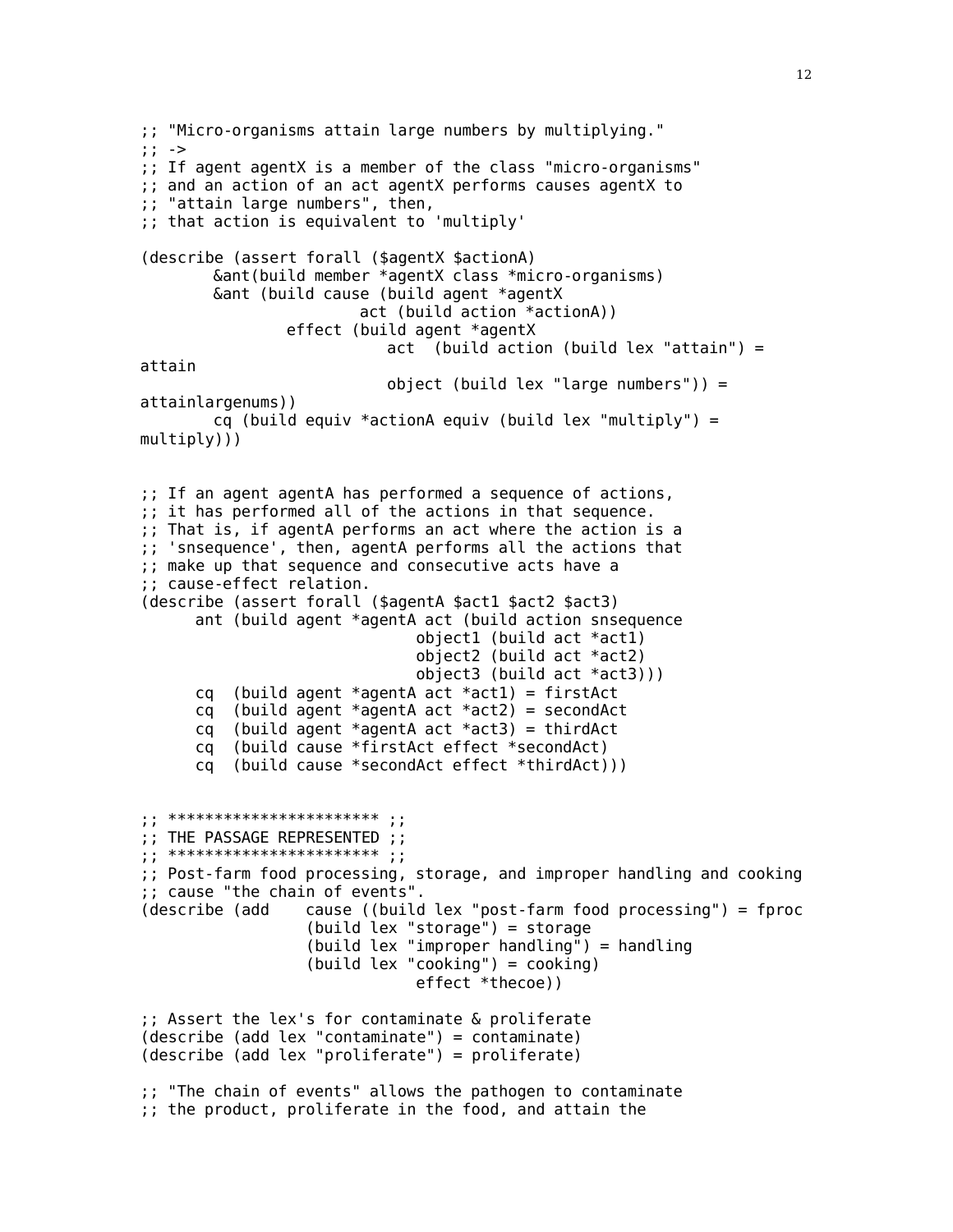```
;; "Micro-organisms attain large numbers by multiplying."
;; ->
;; If agent agentX is a member of the class "micro-organisms"
;; and an action of an act agentX performs causes agentX to
;; "attain large numbers", then,
;; that action is equivalent to 'multiply'

(describe (assert forall ($agentX $actionA)
        &ant(build member *agentX class *micro-organisms)
        &ant (build cause (build agent *agentX
                        act (build action *actionA))
                effect (build agent *agentX
                         act  (build action (build lex "attain") =
attain
                         object (build lex "large numbers")) =
attainlargenums))
        cq (build equiv *actionA equiv (build lex "multiply") =
multiply)))


;; If an agent agentA has performed a sequence of actions,
;; it has performed all of the actions in that sequence.
;; That is, if agentA performs an act where the action is a
;; 'snsequence', then, agentA performs all the actions that
;; make up that sequence and consecutive acts have a
;; cause-effect relation.
(describe (assert forall ($agentA $act1 $act2 $act3)
      ant (build agent *agentA act (build action snsequence
                              object1 (build act *act1)
                              object2 (build act *act2)
                              object3 (build act *act3)))
      cq  (build agent *agentA act *act1) = firstAct
      cq  (build agent *agentA act *act2) = secondAct
      cq  (build agent *agentA act *act3) = thirdAct
      cq  (build cause *firstAct effect *secondAct)
      cq  (build cause *secondAct effect *thirdAct)))


;; *********************** ;;
;; THE PASSAGE REPRESENTED ;;
;; *********************** ;;
;; Post-farm food processing, storage, and improper handling and cooking
;; cause "the chain of events".
(describe (add    cause ((build lex "post-farm food processing") = fproc
                  (build lex "storage") = storage
                  (build lex "improper handling") = handling
                  (build lex "cooking") = cooking)
                              effect *thecoe))

;; Assert the lex's for contaminate & proliferate
(describe (add lex "contaminate") = contaminate)
(describe (add lex "proliferate") = proliferate)

;; "The chain of events" allows the pathogen to contaminate
;; the product, proliferate in the food, and attain the
```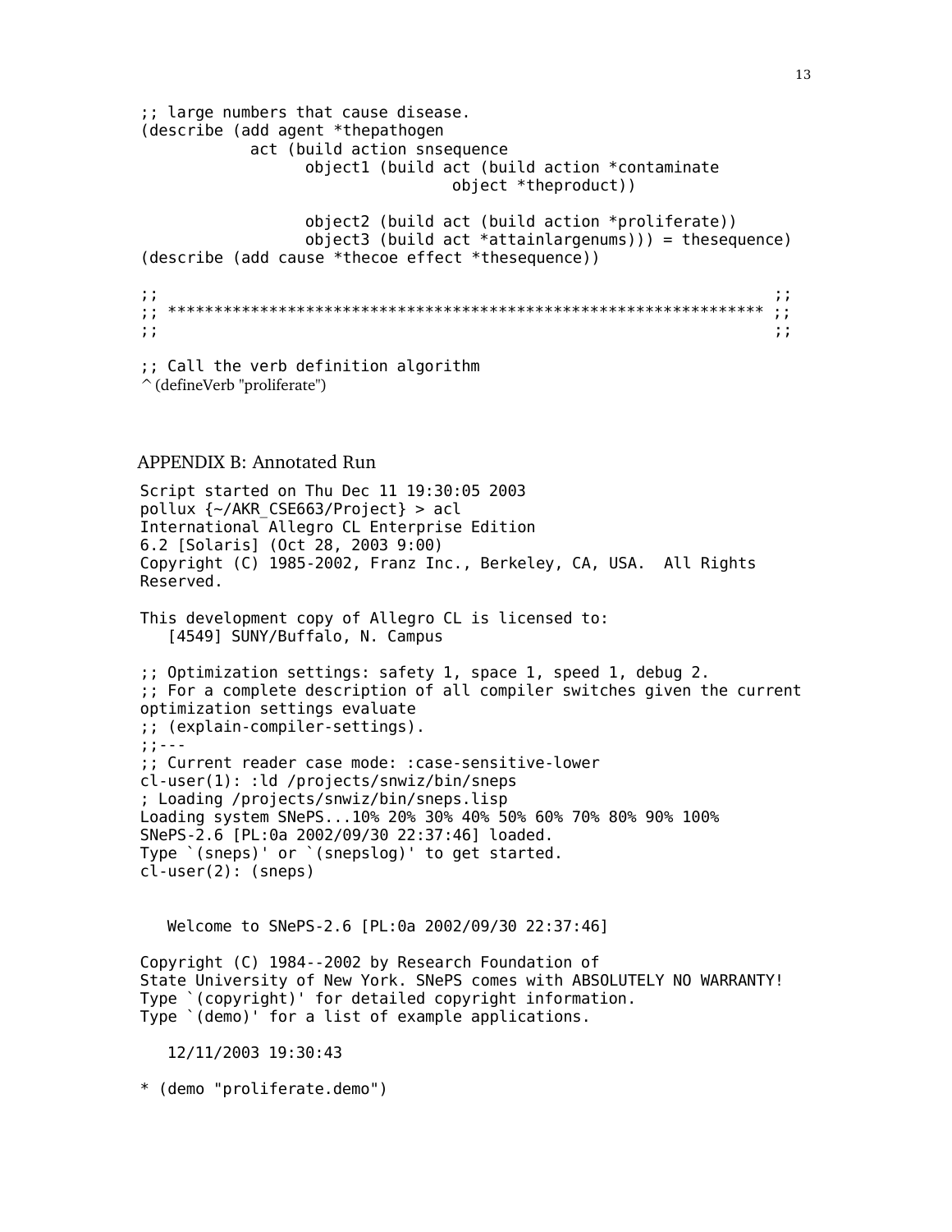```
;; large numbers that cause disease.
(describe (add agent *thepathogen
           act (build action snsequence
                  object1 (build act (build action *contaminate
                                   object *theproduct))

                  object2 (build act (build action *proliferate))
                  object3 (build act *attainlargenums))) = thesequence)
(describe (add cause *thecoe effect *thesequence))

;;                                                                    ;;
;; ***************************************************************** ;;
;;                                                                    ;;

;; Call the verb definition algorithm
^(defineVerb "proliferate")
```

## APPENDIX B: Annotated Run

```
Script started on Thu Dec 11 19:30:05 2003
pollux {~/AKR_CSE663/Project} > acl
International Allegro CL Enterprise Edition
6.2 [Solaris] (Oct 28, 2003 9:00)
Copyright (C) 1985-2002, Franz Inc., Berkeley, CA, USA.  All Rights
Reserved.

This development copy of Allegro CL is licensed to:
   [4549] SUNY/Buffalo, N. Campus

;; Optimization settings: safety 1, space 1, speed 1, debug 2.
;; For a complete description of all compiler switches given the current
optimization settings evaluate
;; (explain-compiler-settings).
;;---
;; Current reader case mode: :case-sensitive-lower
cl-user(1): :ld /projects/snwiz/bin/sneps
; Loading /projects/snwiz/bin/sneps.lisp
Loading system SNePS...10% 20% 30% 40% 50% 60% 70% 80% 90% 100%
SNePS-2.6 [PL:0a 2002/09/30 22:37:46] loaded.
Type `(sneps)' or `(snepslog)' to get started.
cl-user(2): (sneps)


   Welcome to SNePS-2.6 [PL:0a 2002/09/30 22:37:46]

Copyright (C) 1984--2002 by Research Foundation of
State University of New York. SNePS comes with ABSOLUTELY NO WARRANTY!
Type `(copyright)' for detailed copyright information.
Type `(demo)' for a list of example applications.

   12/11/2003 19:30:43

* (demo "proliferate.demo")
```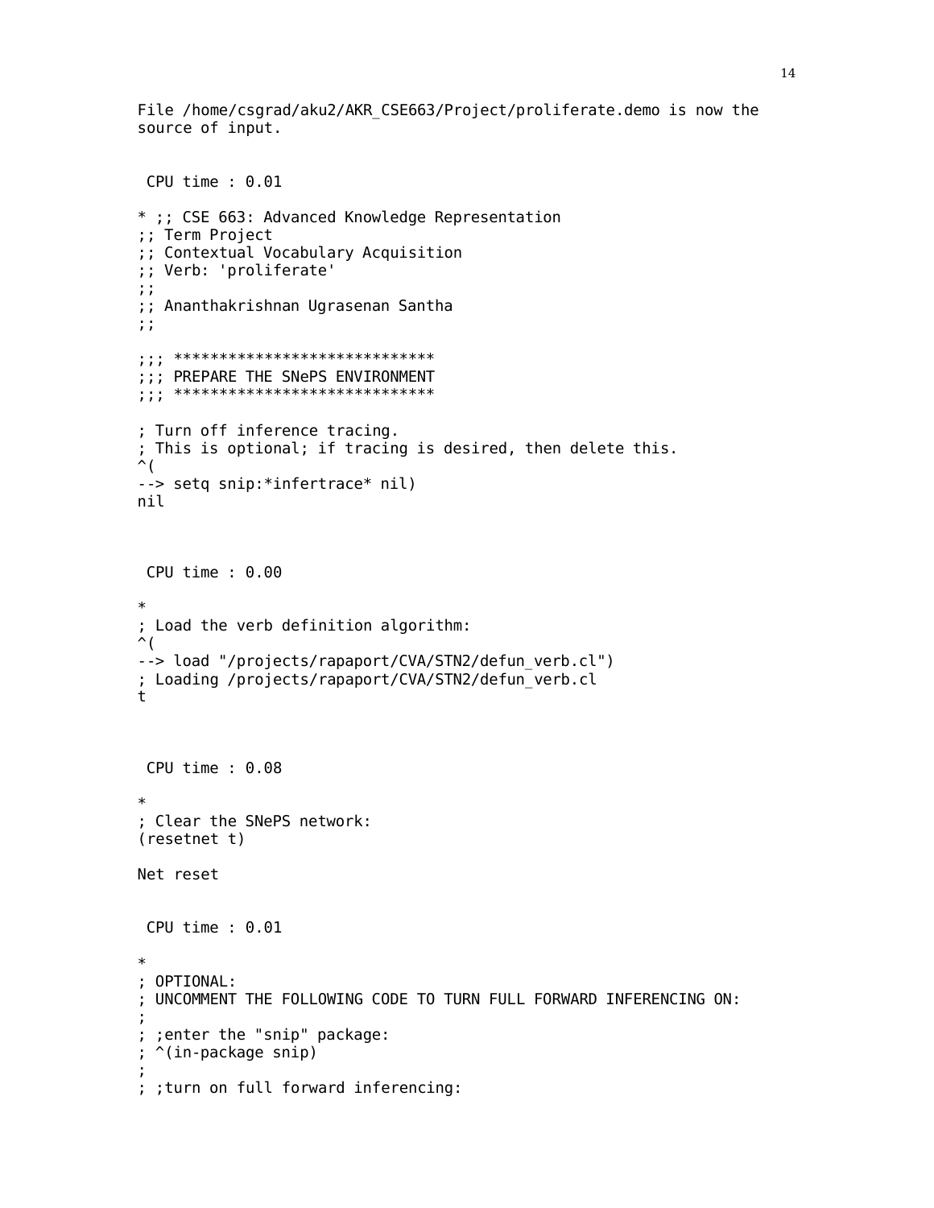```
File /home/csgrad/aku2/AKR_CSE663/Project/proliferate.demo is now the
source of input.


 CPU time : 0.01

* ;; CSE 663: Advanced Knowledge Representation
;; Term Project
;; Contextual Vocabulary Acquisition
;; Verb: 'proliferate'
;;
;; Ananthakrishnan Ugrasenan Santha
;;

;;; *****************************
;;; PREPARE THE SNePS ENVIRONMENT
;;; *****************************

; Turn off inference tracing.
; This is optional; if tracing is desired, then delete this.
^(
--> setq snip:*infertrace* nil)
nil



 CPU time : 0.00

*
; Load the verb definition algorithm:
^(
--> load "/projects/rapaport/CVA/STN2/defun_verb.cl")
; Loading /projects/rapaport/CVA/STN2/defun_verb.cl
t



 CPU time : 0.08

*
; Clear the SNePS network:
(resetnet t)

Net reset


 CPU time : 0.01

*
; OPTIONAL:
; UNCOMMENT THE FOLLOWING CODE TO TURN FULL FORWARD INFERENCING ON:
;
; ;enter the "snip" package:
; ^(in-package snip)
;
; ;turn on full forward inferencing:
```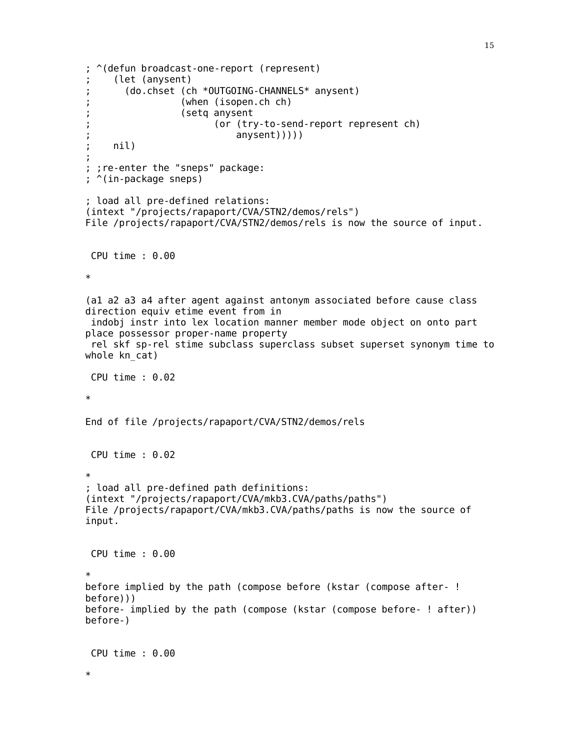```
; ^(defun broadcast-one-report (represent)
;    (let (anysent)
;      (do.chset (ch *OUTGOING-CHANNELS* anysent)
;                (when (isopen.ch ch)
;                (setq anysent
;                      (or (try-to-send-report represent ch)
;                          anysent)))))
;    nil)
;
; ;re-enter the "sneps" package:
; ^(in-package sneps)

; load all pre-defined relations:
(intext "/projects/rapaport/CVA/STN2/demos/rels")
File /projects/rapaport/CVA/STN2/demos/rels is now the source of input.


 CPU time : 0.00

*

(a1 a2 a3 a4 after agent against antonym associated before cause class
direction equiv etime event from in
 indobj instr into lex location manner member mode object on onto part
place possessor proper-name property
 rel skf sp-rel stime subclass superclass subset superset synonym time to
whole kn_cat)

 CPU time : 0.02

*

End of file /projects/rapaport/CVA/STN2/demos/rels


 CPU time : 0.02

*
; load all pre-defined path definitions:
(intext "/projects/rapaport/CVA/mkb3.CVA/paths/paths")
File /projects/rapaport/CVA/mkb3.CVA/paths/paths is now the source of
input.


 CPU time : 0.00

*
before implied by the path (compose before (kstar (compose after- !
before)))
before- implied by the path (compose (kstar (compose before- ! after))
before-)


 CPU time : 0.00

*
```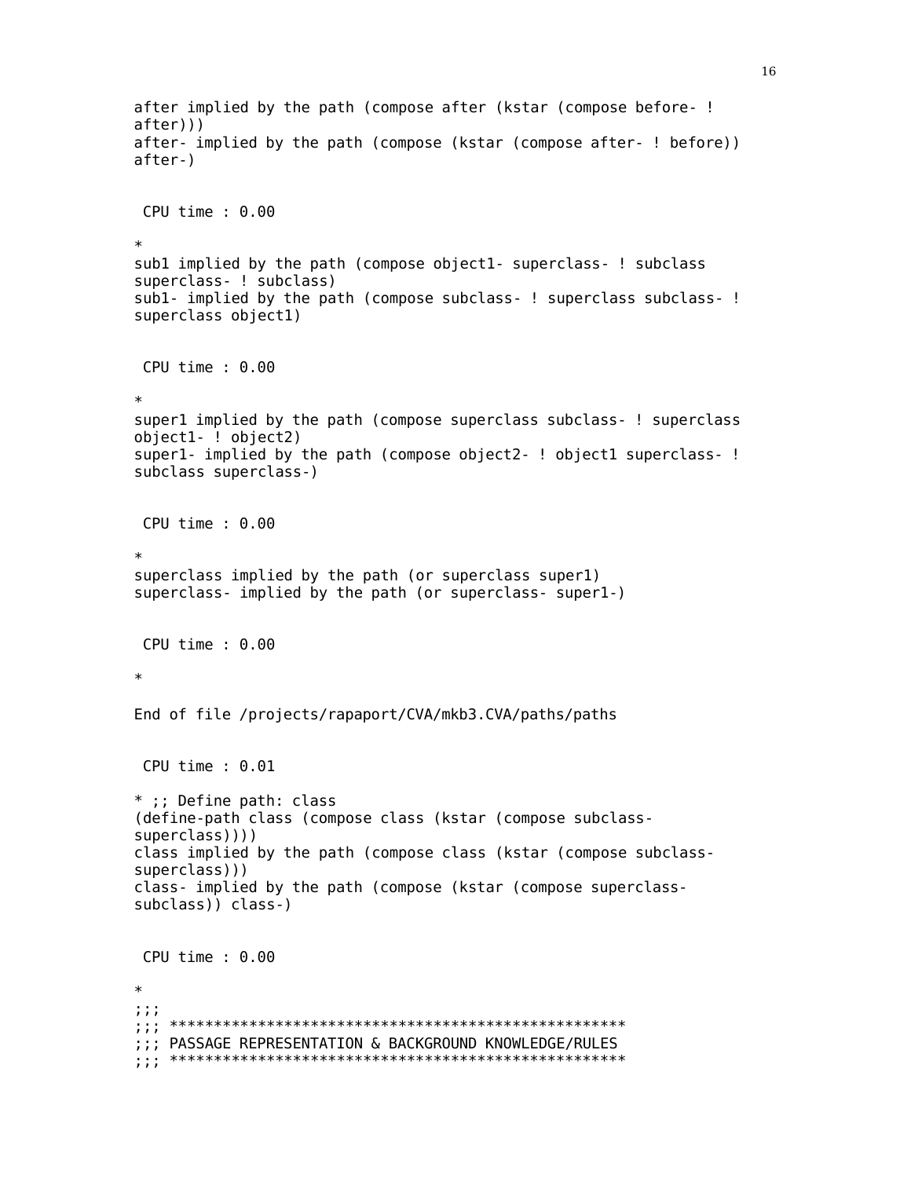```
after implied by the path (compose after (kstar (compose before- !
after)))
after- implied by the path (compose (kstar (compose after- ! before))
after-)


 CPU time : 0.00

*
sub1 implied by the path (compose object1- superclass- ! subclass
superclass- ! subclass)
sub1- implied by the path (compose subclass- ! superclass subclass- !
superclass object1)


 CPU time : 0.00

*
super1 implied by the path (compose superclass subclass- ! superclass
object1- ! object2)
super1- implied by the path (compose object2- ! object1 superclass- !
subclass superclass-)


 CPU time : 0.00

*
superclass implied by the path (or superclass super1)
superclass- implied by the path (or superclass- super1-)


 CPU time : 0.00

*

End of file /projects/rapaport/CVA/mkb3.CVA/paths/paths


 CPU time : 0.01

* ;; Define path: class
(define-path class (compose class (kstar (compose subclass-
superclass))))
class implied by the path (compose class (kstar (compose subclass-
superclass)))
class- implied by the path (compose (kstar (compose superclass-
subclass)) class-)


 CPU time : 0.00

*
;;;
;;; ****************************************************
;;; PASSAGE REPRESENTATION & BACKGROUND KNOWLEDGE/RULES
;;; ****************************************************
```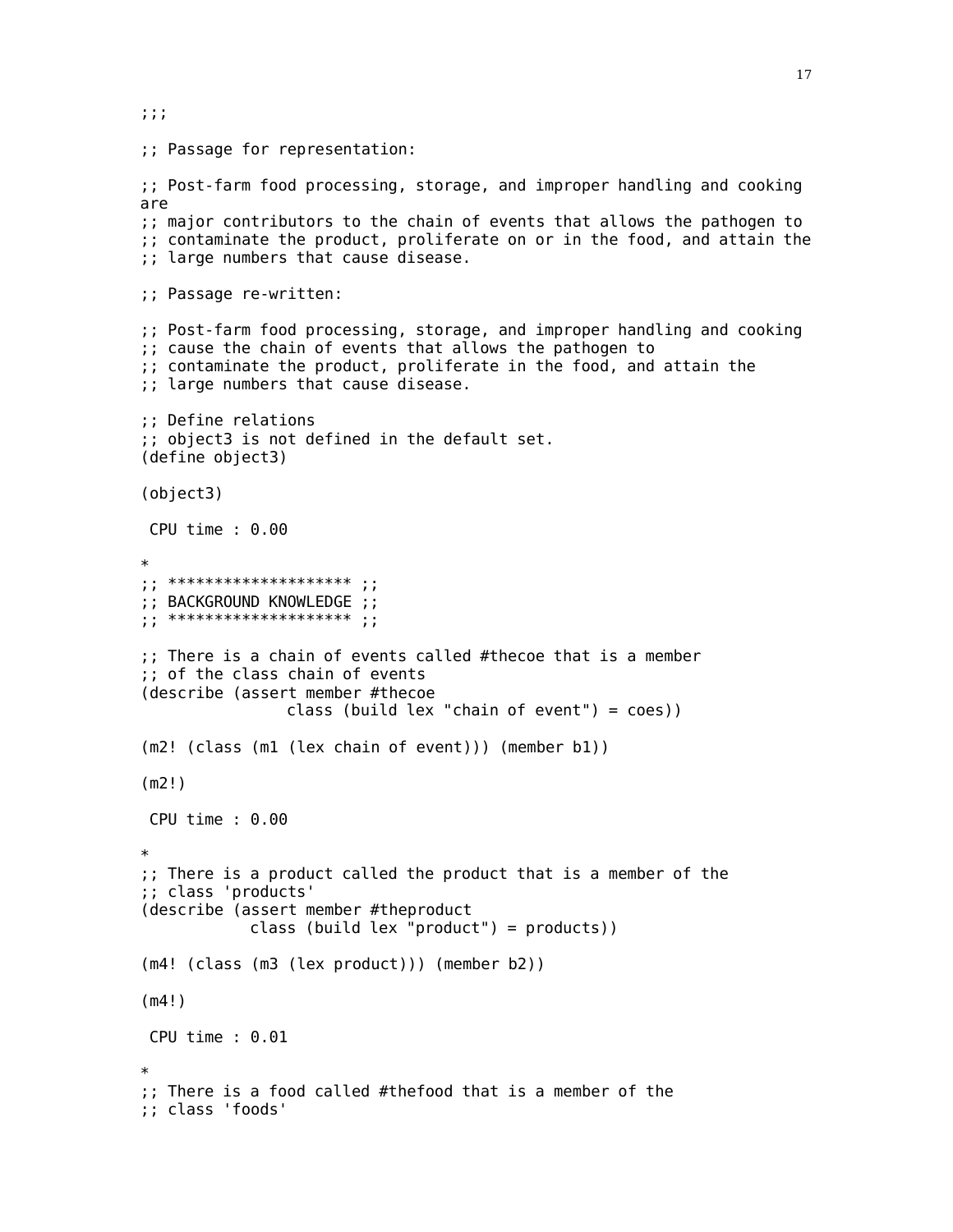```
;;;

;; Passage for representation:

;; Post-farm food processing, storage, and improper handling and cooking
are
;; major contributors to the chain of events that allows the pathogen to
;; contaminate the product, proliferate on or in the food, and attain the
;; large numbers that cause disease.

;; Passage re-written:

;; Post-farm food processing, storage, and improper handling and cooking
;; cause the chain of events that allows the pathogen to
;; contaminate the product, proliferate in the food, and attain the
;; large numbers that cause disease.

;; Define relations
;; object3 is not defined in the default set.
(define object3)

(object3)

 CPU time : 0.00

*
;; ******************** ;;
;; BACKGROUND KNOWLEDGE ;;
;; ******************** ;;

;; There is a chain of events called #thecoe that is a member
;; of the class chain of events
(describe (assert member #thecoe
                class (build lex "chain of event") = coes))

(m2! (class (m1 (lex chain of event))) (member b1))

(m2!)

 CPU time : 0.00

*
;; There is a product called the product that is a member of the
;; class 'products'
(describe (assert member #theproduct
            class (build lex "product") = products))

(m4! (class (m3 (lex product))) (member b2))

(m4!)

 CPU time : 0.01

*
;; There is a food called #thefood that is a member of the
;; class 'foods'
```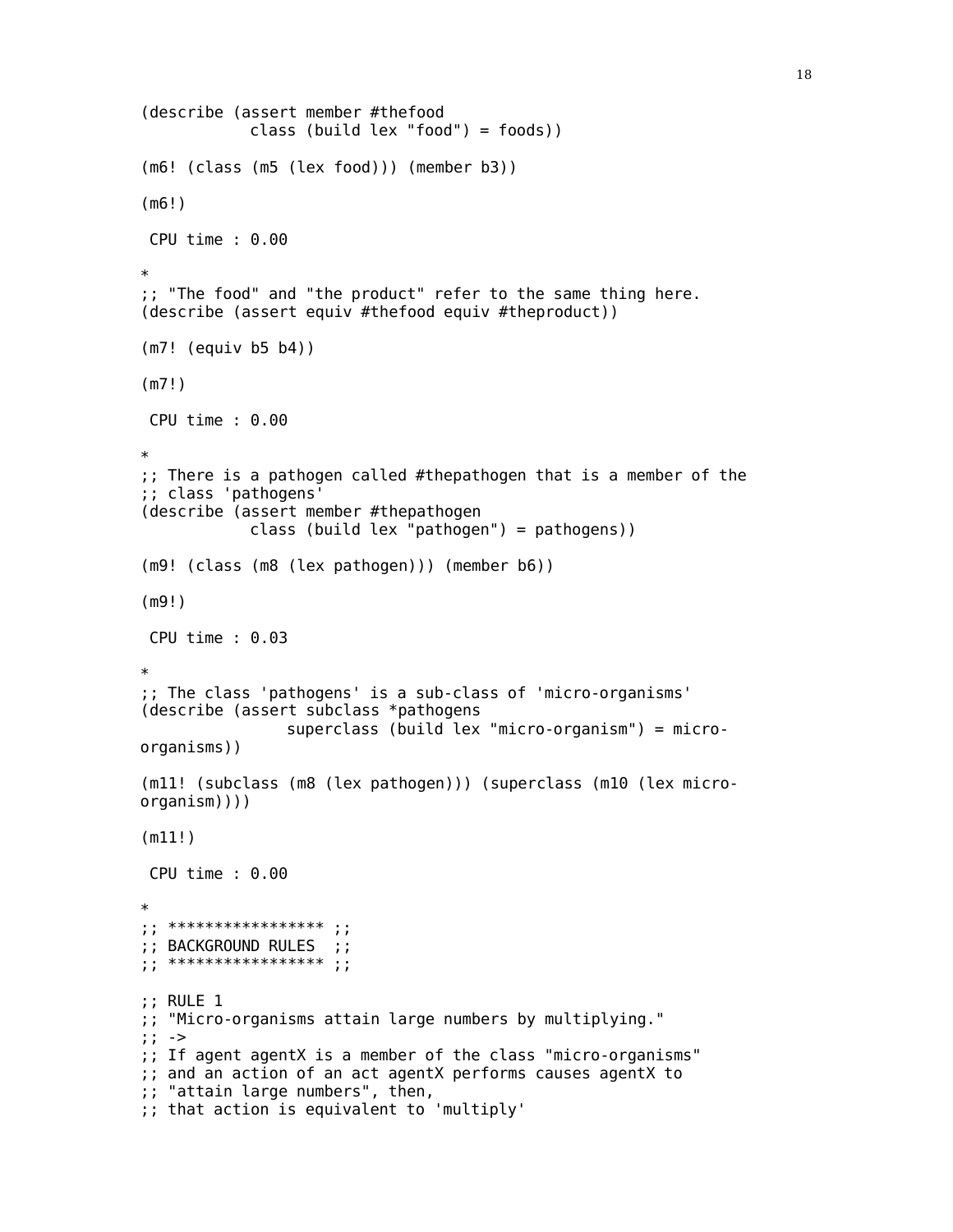```
(describe (assert member #thefood
            class (build lex "food") = foods))

(m6! (class (m5 (lex food))) (member b3))

(m6!)

 CPU time : 0.00

*
;; "The food" and "the product" refer to the same thing here.
(describe (assert equiv #thefood equiv #theproduct))

(m7! (equiv b5 b4))

(m7!)

 CPU time : 0.00

*
;; There is a pathogen called #thepathogen that is a member of the
;; class 'pathogens'
(describe (assert member #thepathogen
            class (build lex "pathogen") = pathogens))

(m9! (class (m8 (lex pathogen))) (member b6))

(m9!)

 CPU time : 0.03

*
;; The class 'pathogens' is a sub-class of 'micro-organisms'
(describe (assert subclass *pathogens
                superclass (build lex "micro-organism") = micro-
organisms))

(m11! (subclass (m8 (lex pathogen))) (superclass (m10 (lex micro-
organism))))

(m11!)

 CPU time : 0.00

*
;; ***************** ;;
;; BACKGROUND RULES  ;;
;; ***************** ;;

;; RULE 1
;; "Micro-organisms attain large numbers by multiplying."
;; ->
;; If agent agentX is a member of the class "micro-organisms"
;; and an action of an act agentX performs causes agentX to
;; "attain large numbers", then,
;; that action is equivalent to 'multiply'
```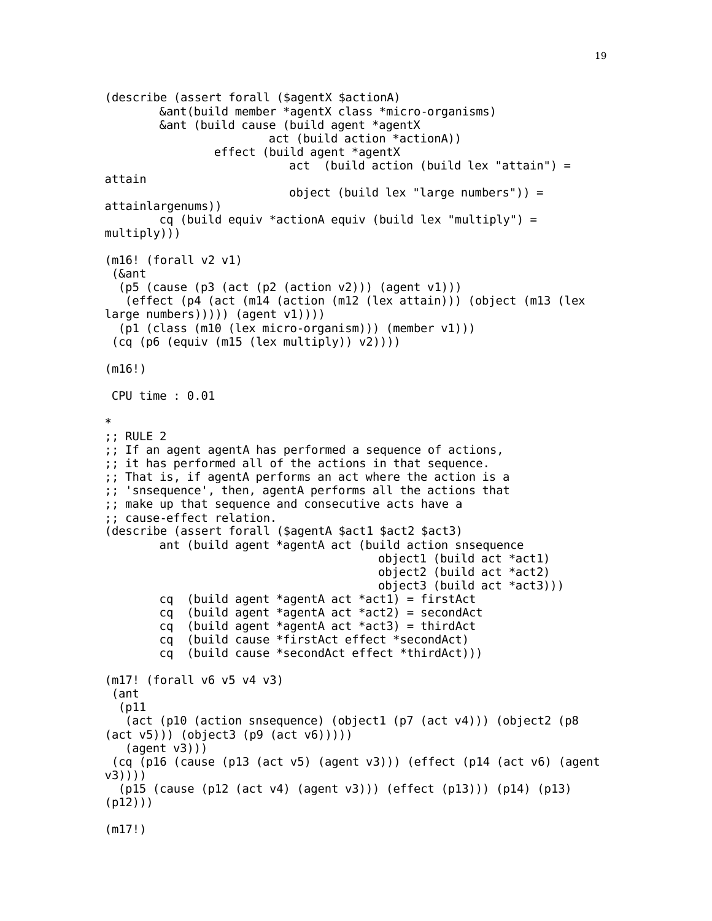```
(describe (assert forall ($agentX $actionA)
        &ant(build member *agentX class *micro-organisms)
        &ant (build cause (build agent *agentX
                        act (build action *actionA))
                effect (build agent *agentX
                           act  (build action (build lex "attain") =
attain
                           object (build lex "large numbers")) =
attainlargenums))
        cq (build equiv *actionA equiv (build lex "multiply") =
multiply)))

(m16! (forall v2 v1)
 (&ant
  (p5 (cause (p3 (act (p2 (action v2))) (agent v1)))
   (effect (p4 (act (m14 (action (m12 (lex attain))) (object (m13 (lex
large numbers))))) (agent v1))))
  (p1 (class (m10 (lex micro-organism))) (member v1)))
 (cq (p6 (equiv (m15 (lex multiply)) v2))))

(m16!)

 CPU time : 0.01

*
;; RULE 2
;; If an agent agentA has performed a sequence of actions,
;; it has performed all of the actions in that sequence.
;; That is, if agentA performs an act where the action is a
;; 'snsequence', then, agentA performs all the actions that
;; make up that sequence and consecutive acts have a
;; cause-effect relation.
(describe (assert forall ($agentA $act1 $act2 $act3)
        ant (build agent *agentA act (build action snsequence
                                    object1 (build act *act1)
                                    object2 (build act *act2)
                                    object3 (build act *act3)))
        cq  (build agent *agentA act *act1) = firstAct
        cq  (build agent *agentA act *act2) = secondAct
        cq  (build agent *agentA act *act3) = thirdAct
        cq  (build cause *firstAct effect *secondAct)
        cq  (build cause *secondAct effect *thirdAct)))

(m17! (forall v6 v5 v4 v3)
 (ant
  (p11
   (act (p10 (action snsequence) (object1 (p7 (act v4))) (object2 (p8
(act v5))) (object3 (p9 (act v6)))))
   (agent v3)))
 (cq (p16 (cause (p13 (act v5) (agent v3))) (effect (p14 (act v6) (agent
v3))))
  (p15 (cause (p12 (act v4) (agent v3))) (effect (p13))) (p14) (p13)
(p12)))

(m17!)
```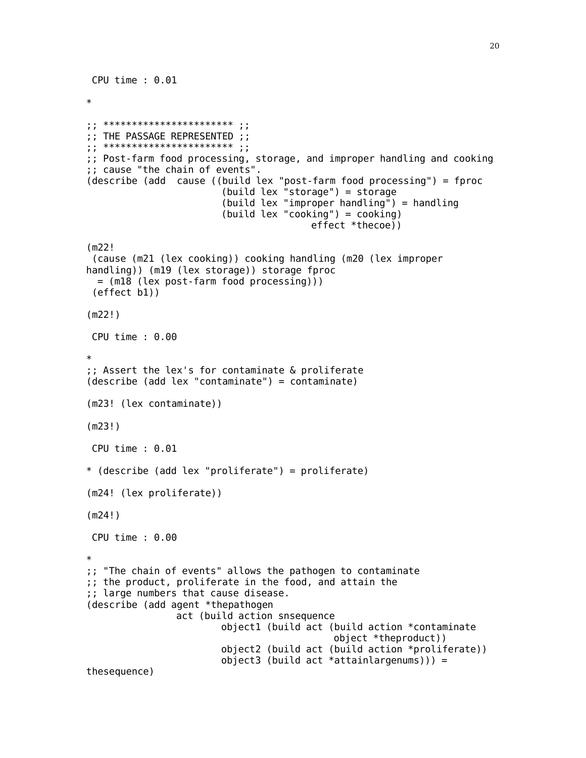```
 CPU time : 0.01

*

;; *********************** ;;
;; THE PASSAGE REPRESENTED ;;
;; *********************** ;;
;; Post-farm food processing, storage, and improper handling and cooking
;; cause "the chain of events".
(describe (add  cause ((build lex "post-farm food processing") = fproc
                        (build lex "storage") = storage
                        (build lex "improper handling") = handling
                        (build lex "cooking") = cooking)
                                        effect *thecoe))

(m22!
 (cause (m21 (lex cooking)) cooking handling (m20 (lex improper
handling)) (m19 (lex storage)) storage fproc
  = (m18 (lex post-farm food processing)))
 (effect b1))

(m22!)

 CPU time : 0.00

*
;; Assert the lex's for contaminate & proliferate
(describe (add lex "contaminate") = contaminate)

(m23! (lex contaminate))

(m23!)

 CPU time : 0.01

* (describe (add lex "proliferate") = proliferate)

(m24! (lex proliferate))

(m24!)

 CPU time : 0.00

*
;; "The chain of events" allows the pathogen to contaminate
;; the product, proliferate in the food, and attain the
;; large numbers that cause disease.
(describe (add agent *thepathogen
                act (build action snsequence
                        object1 (build act (build action *contaminate
                                             object *theproduct))
                        object2 (build act (build action *proliferate))
                        object3 (build act *attainlargenums))) =
thesequence)
```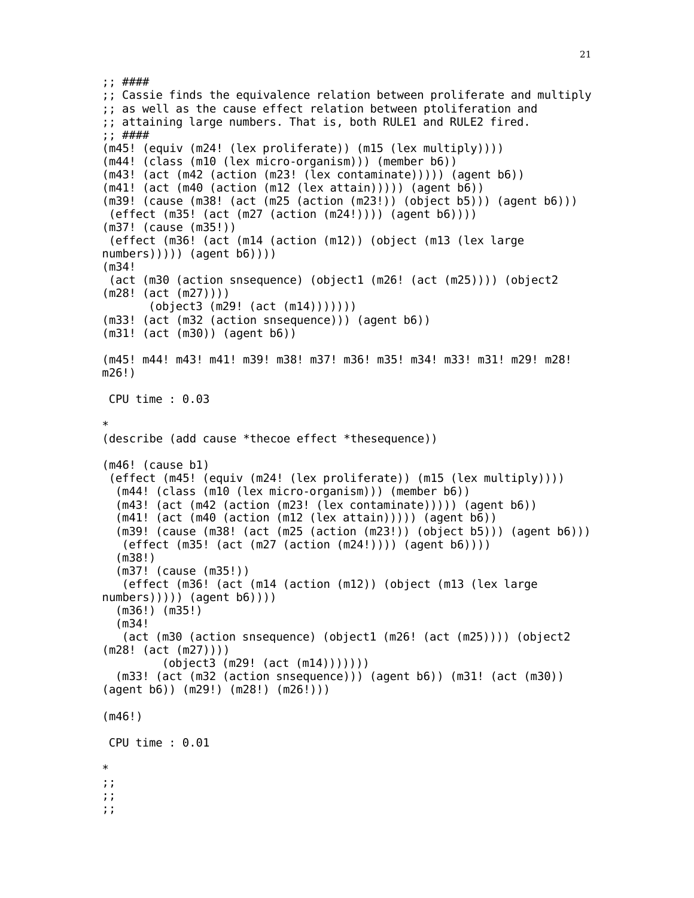```
;; ####
;; Cassie finds the equivalence relation between proliferate and multiply
;; as well as the cause effect relation between ptoliferation and
;; attaining large numbers. That is, both RULE1 and RULE2 fired.
;; ####
(m45! (equiv (m24! (lex proliferate)) (m15 (lex multiply))))
(m44! (class (m10 (lex micro-organism))) (member b6))
(m43! (act (m42 (action (m23! (lex contaminate))))) (agent b6))
(m41! (act (m40 (action (m12 (lex attain))))) (agent b6))
(m39! (cause (m38! (act (m25 (action (m23!)) (object b5))) (agent b6)))
 (effect (m35! (act (m27 (action (m24!)))) (agent b6))))
(m37! (cause (m35!))
 (effect (m36! (act (m14 (action (m12)) (object (m13 (lex large
numbers))))) (agent b6))))
(m34!
 (act (m30 (action snsequence) (object1 (m26! (act (m25)))) (object2
(m28! (act (m27))))
       (object3 (m29! (act (m14)))))))
(m33! (act (m32 (action snsequence))) (agent b6))
(m31! (act (m30)) (agent b6))

(m45! m44! m43! m41! m39! m38! m37! m36! m35! m34! m33! m31! m29! m28!
m26!)

 CPU time : 0.03

*
(describe (add cause *thecoe effect *thesequence))

(m46! (cause b1)
 (effect (m45! (equiv (m24! (lex proliferate)) (m15 (lex multiply))))
  (m44! (class (m10 (lex micro-organism))) (member b6))
  (m43! (act (m42 (action (m23! (lex contaminate))))) (agent b6))
  (m41! (act (m40 (action (m12 (lex attain))))) (agent b6))
  (m39! (cause (m38! (act (m25 (action (m23!)) (object b5))) (agent b6)))
   (effect (m35! (act (m27 (action (m24!)))) (agent b6))))
  (m38!)
  (m37! (cause (m35!))
   (effect (m36! (act (m14 (action (m12)) (object (m13 (lex large
numbers))))) (agent b6))))
  (m36!) (m35!)
  (m34!
   (act (m30 (action snsequence) (object1 (m26! (act (m25)))) (object2
(m28! (act (m27))))
         (object3 (m29! (act (m14)))))))
  (m33! (act (m32 (action snsequence))) (agent b6)) (m31! (act (m30))
(agent b6)) (m29!) (m28!) (m26!)))

(m46!)

 CPU time : 0.01

*
;;
;;
;;
```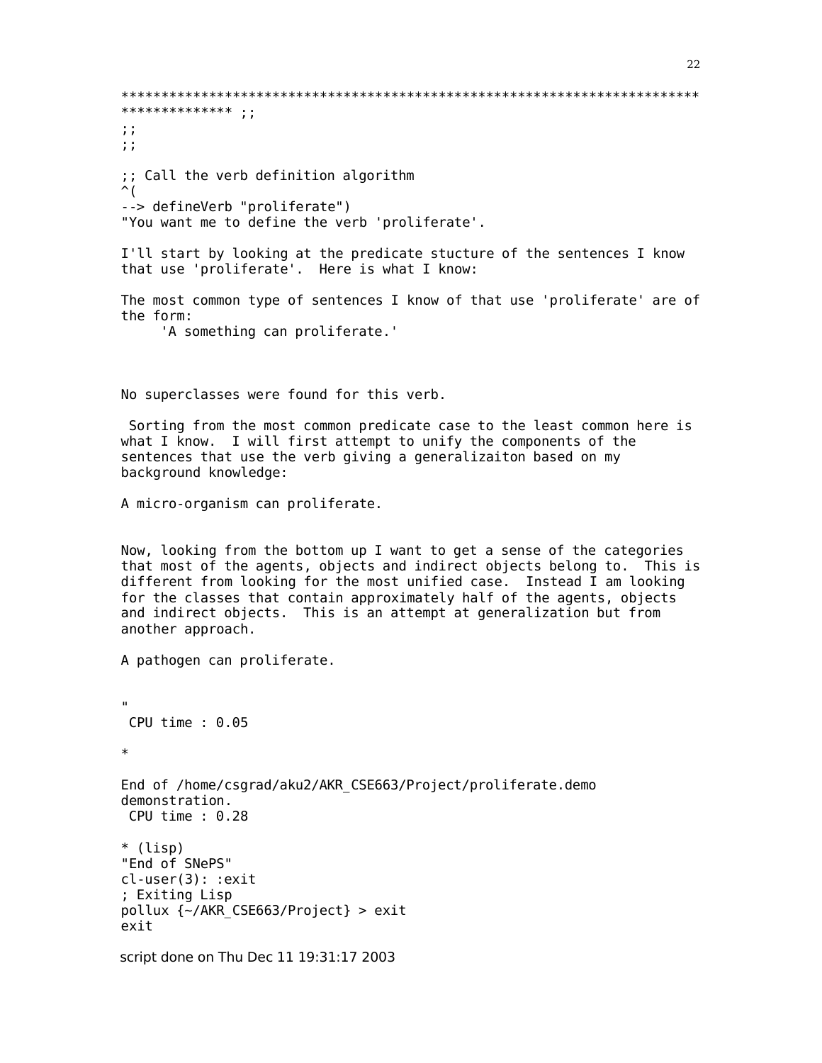```
**************************************************************************
************** ;;
;;
;;

;; Call the verb definition algorithm
^(
--> defineVerb "proliferate")
"You want me to define the verb 'proliferate'.

I'll start by looking at the predicate stucture of the sentences I know
that use 'proliferate'.  Here is what I know:

The most common type of sentences I know of that use 'proliferate' are of
the form:
     'A something can proliferate.'



No superclasses were found for this verb.

 Sorting from the most common predicate case to the least common here is
what I know.  I will first attempt to unify the components of the
sentences that use the verb giving a generalizaiton based on my
background knowledge:

A micro-organism can proliferate.


Now, looking from the bottom up I want to get a sense of the categories
that most of the agents, objects and indirect objects belong to.  This is
different from looking for the most unified case.  Instead I am looking
for the classes that contain approximately half of the agents, objects
and indirect objects.  This is an attempt at generalization but from
another approach.

A pathogen can proliferate.


"
 CPU time : 0.05

*

End of /home/csgrad/aku2/AKR_CSE663/Project/proliferate.demo
demonstration.
 CPU time : 0.28

* (lisp)
"End of SNePS"
cl-user(3): :exit
; Exiting Lisp
pollux {~/AKR_CSE663/Project} > exit
exit
```

script done on Thu Dec 11 19:31:17 2003